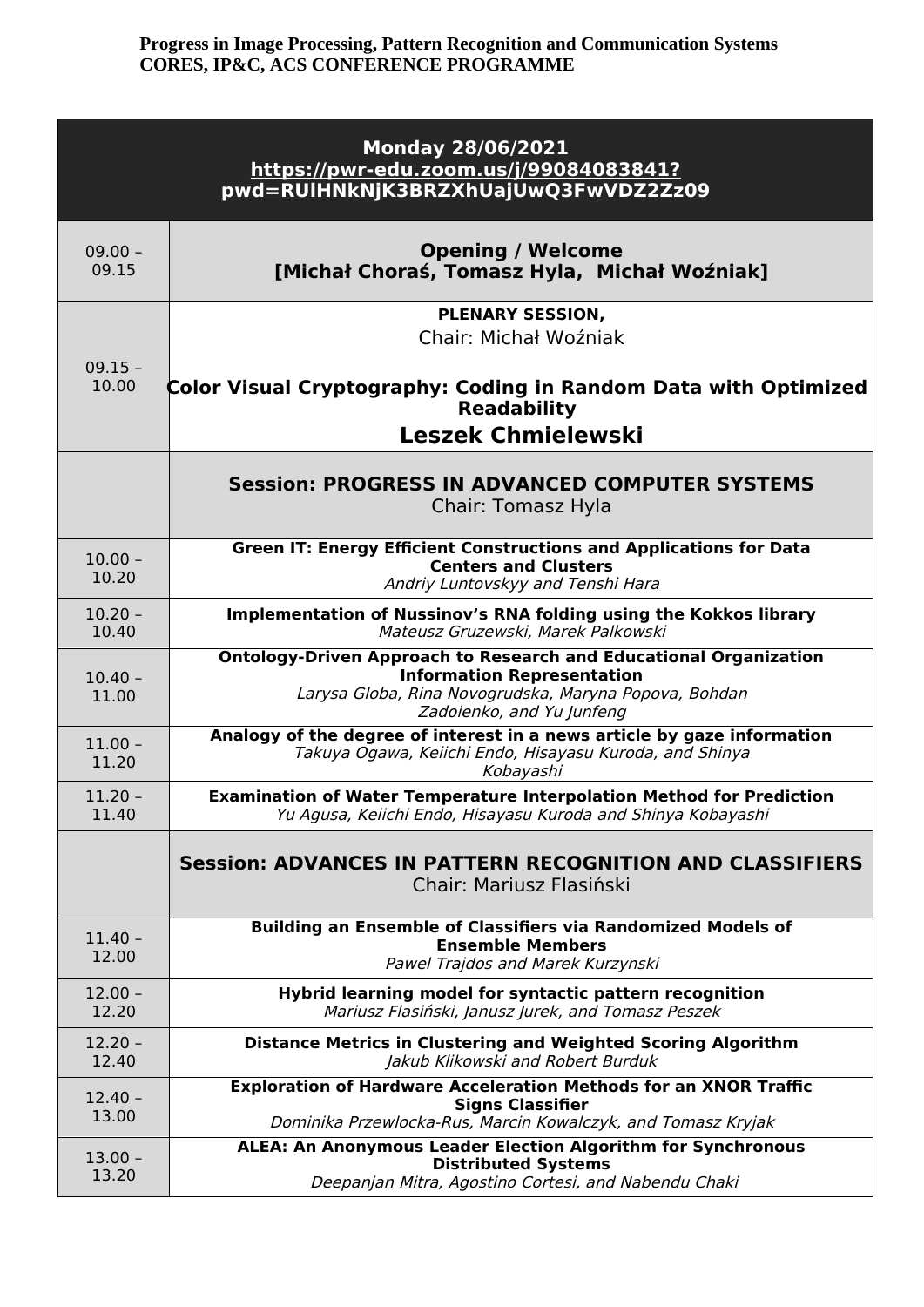**Progress in Image Processing, Pattern Recognition and Communication Systems**
**CORES, IP&C, ACS CONFERENCE PROGRAMME**

| **Monday 28/06/2021**<br>**https://pwr-edu.zoom.us/j/99084083841?pwd=RUlHNkNjK3BRZXhUajUwQ3FwVDZ2Zz09** | |
|---|---|
| 09.00 – 09.15 | **Opening / Welcome**<br>**[Michał Choraś, Tomasz Hyla,  Michał Woźniak]** |
| 09.15 – 10.00 | **PLENARY SESSION,**<br>Chair: Michał Woźniak<br>**Color Visual Cryptography: Coding in Random Data with Optimized Readability**<br>**Leszek Chmielewski** |
| | **Session: PROGRESS IN ADVANCED COMPUTER SYSTEMS**<br>Chair: Tomasz Hyla |
| 10.00 – 10.20 | **Green IT: Energy Efficient Constructions and Applications for Data Centers and Clusters**<br>*Andriy Luntovskyy and Tenshi Hara* |
| 10.20 – 10.40 | **Implementation of Nussinov's RNA folding using the Kokkos library**<br>*Mateusz Gruzewski, Marek Palkowski* |
| 10.40 – 11.00 | **Ontology-Driven Approach to Research and Educational Organization Information Representation**<br>*Larysa Globa, Rina Novogrudska, Maryna Popova, Bohdan Zadoienko, and Yu Junfeng* |
| 11.00 – 11.20 | **Analogy of the degree of interest in a news article by gaze information**<br>*Takuya Ogawa, Keiichi Endo, Hisayasu Kuroda, and Shinya Kobayashi* |
| 11.20 – 11.40 | **Examination of Water Temperature Interpolation Method for Prediction**<br>*Yu Agusa, Keiichi Endo, Hisayasu Kuroda and Shinya Kobayashi* |
| | **Session: ADVANCES IN PATTERN RECOGNITION AND CLASSIFIERS**<br>Chair: Mariusz Flasiński |
| 11.40 – 12.00 | **Building an Ensemble of Classifiers via Randomized Models of Ensemble Members**<br>*Pawel Trajdos and Marek Kurzynski* |
| 12.00 – 12.20 | **Hybrid learning model for syntactic pattern recognition**<br>*Mariusz Flasiński, Janusz Jurek, and Tomasz Peszek* |
| 12.20 – 12.40 | **Distance Metrics in Clustering and Weighted Scoring Algorithm**<br>*Jakub Klikowski and Robert Burduk* |
| 12.40 – 13.00 | **Exploration of Hardware Acceleration Methods for an XNOR Traffic Signs Classifier**<br>*Dominika Przewlocka-Rus, Marcin Kowalczyk, and Tomasz Kryjak* |
| 13.00 – 13.20 | **ALEA: An Anonymous Leader Election Algorithm for Synchronous Distributed Systems**<br>*Deepanjan Mitra, Agostino Cortesi, and Nabendu Chaki* |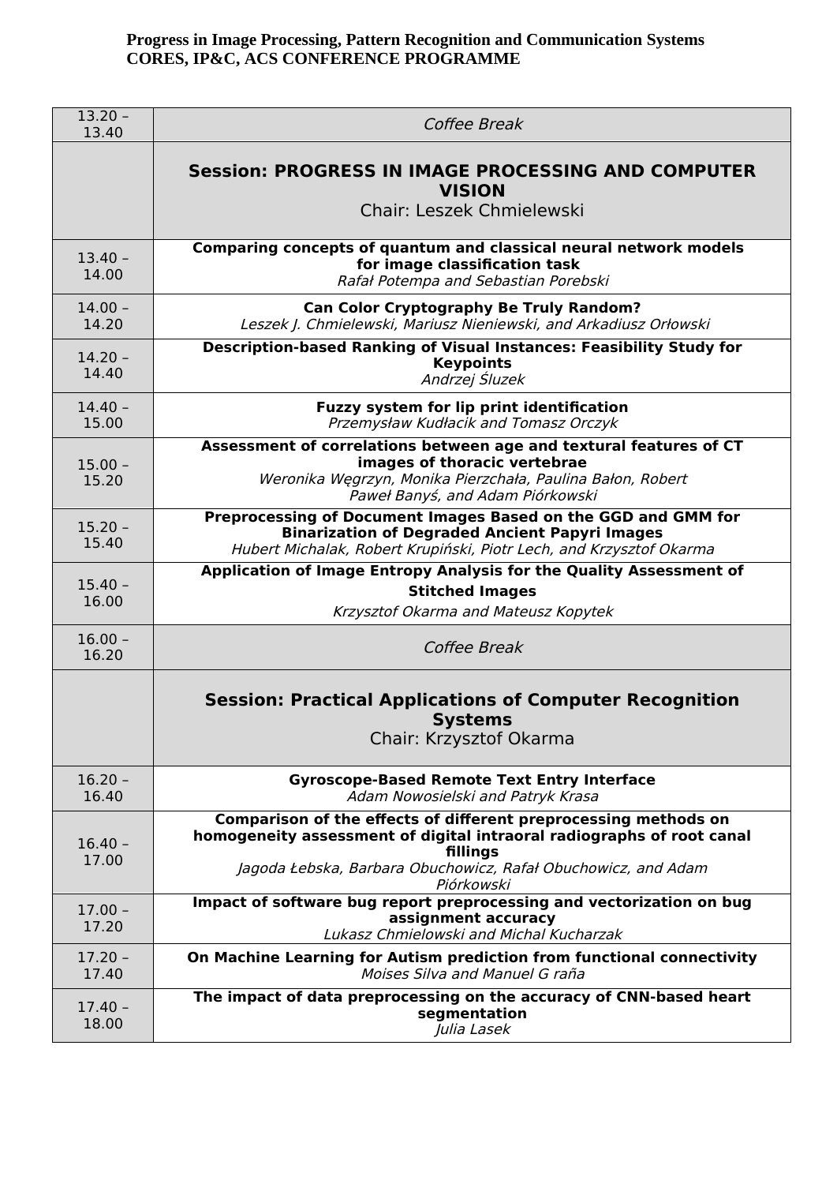**Progress in Image Processing, Pattern Recognition and Communication Systems**
**CORES, IP&C, ACS CONFERENCE PROGRAMME**

| | |
|---|---|
| 13.20 – 13.40 | *Coffee Break* |
| | **Session: PROGRESS IN IMAGE PROCESSING AND COMPUTER VISION**<br>Chair: Leszek Chmielewski |
| 13.40 – 14.00 | **Comparing concepts of quantum and classical neural network models for image classification task**<br>*Rafał Potempa and Sebastian Porebski* |
| 14.00 – 14.20 | **Can Color Cryptography Be Truly Random?**<br>*Leszek J. Chmielewski, Mariusz Nieniewski, and Arkadiusz Orłowski* |
| 14.20 – 14.40 | **Description-based Ranking of Visual Instances: Feasibility Study for Keypoints**<br>*Andrzej Śluzek* |
| 14.40 – 15.00 | **Fuzzy system for lip print identification**<br>*Przemysław Kudłacik and Tomasz Orczyk* |
| 15.00 – 15.20 | **Assessment of correlations between age and textural features of CT images of thoracic vertebrae**<br>*Weronika Węgrzyn, Monika Pierzchała, Paulina Bałon, Robert Paweł Banyś, and Adam Piórkowski* |
| 15.20 – 15.40 | **Preprocessing of Document Images Based on the GGD and GMM for Binarization of Degraded Ancient Papyri Images**<br>*Hubert Michalak, Robert Krupiński, Piotr Lech, and Krzysztof Okarma* |
| 15.40 – 16.00 | **Application of Image Entropy Analysis for the Quality Assessment of Stitched Images**<br>*Krzysztof Okarma and Mateusz Kopytek* |
| 16.00 – 16.20 | *Coffee Break* |
| | **Session: Practical Applications of Computer Recognition Systems**<br>Chair: Krzysztof Okarma |
| 16.20 – 16.40 | **Gyroscope-Based Remote Text Entry Interface**<br>*Adam Nowosielski and Patryk Krasa* |
| 16.40 – 17.00 | **Comparison of the effects of different preprocessing methods on homogeneity assessment of digital intraoral radiographs of root canal fillings**<br>*Jagoda Łebska, Barbara Obuchowicz, Rafał Obuchowicz, and Adam Piórkowski* |
| 17.00 – 17.20 | **Impact of software bug report preprocessing and vectorization on bug assignment accuracy**<br>*Lukasz Chmielowski and Michal Kucharzak* |
| 17.20 – 17.40 | **On Machine Learning for Autism prediction from functional connectivity**<br>*Moises Silva and Manuel G raña* |
| 17.40 – 18.00 | **The impact of data preprocessing on the accuracy of CNN-based heart segmentation**<br>*Julia Lasek* |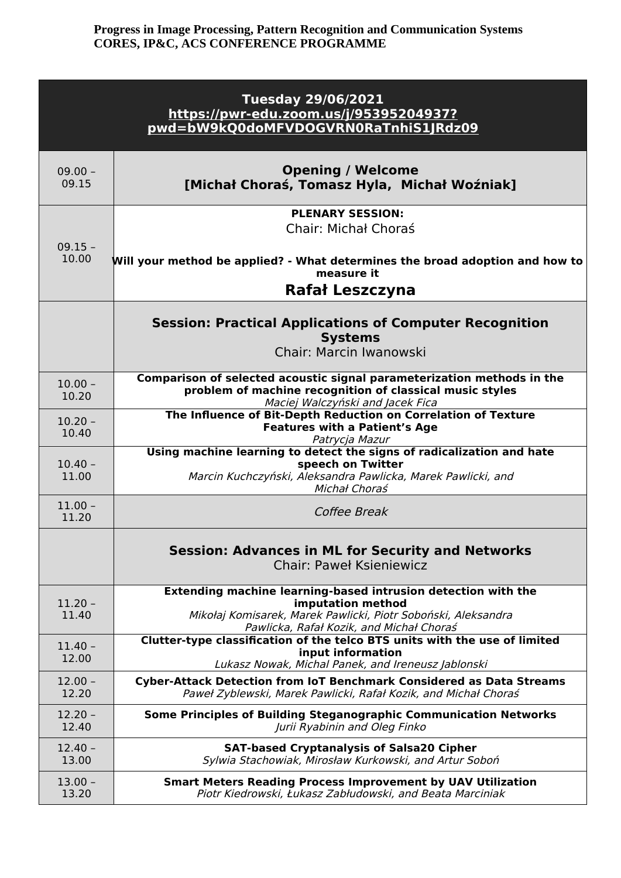**Progress in Image Processing, Pattern Recognition and Communication Systems**
**CORES, IP&C, ACS CONFERENCE PROGRAMME**

| **Tuesday 29/06/2021** [https://pwr-edu.zoom.us/j/95395204937?pwd=bW9kQ0doMFVDOGVRN0RaTnhiS1JRdz09](https://pwr-edu.zoom.us/j/95395204937?pwd=bW9kQ0doMFVDOGVRN0RaTnhiS1JRdz09) | |
|---|---|
| 09.00 – 09.15 | **Opening / Welcome** **[Michał Choraś, Tomasz Hyla, Michał Woźniak]** |
| 09.15 – 10.00 | **PLENARY SESSION:** Chair: Michał Choraś **Will your method be applied? - What determines the broad adoption and how to measure it** **Rafał Leszczyna** |
| | **Session: Practical Applications of Computer Recognition Systems** Chair: Marcin Iwanowski |
| 10.00 – 10.20 | **Comparison of selected acoustic signal parameterization methods in the problem of machine recognition of classical music styles** *Maciej Walczyński and Jacek Fica* |
| 10.20 – 10.40 | **The Influence of Bit-Depth Reduction on Correlation of Texture Features with a Patient's Age** *Patrycja Mazur* |
| 10.40 – 11.00 | **Using machine learning to detect the signs of radicalization and hate speech on Twitter** *Marcin Kuchczyński, Aleksandra Pawlicka, Marek Pawlicki, and Michał Choraś* |
| 11.00 – 11.20 | *Coffee Break* |
| | **Session: Advances in ML for Security and Networks** Chair: Paweł Ksieniewicz |
| 11.20 – 11.40 | **Extending machine learning-based intrusion detection with the imputation method** *Mikołaj Komisarek, Marek Pawlicki, Piotr Soboński, Aleksandra Pawlicka, Rafał Kozik, and Michał Choraś* |
| 11.40 – 12.00 | **Clutter-type classification of the telco BTS units with the use of limited input information** *Lukasz Nowak, Michal Panek, and Ireneusz Jablonski* |
| 12.00 – 12.20 | **Cyber-Attack Detection from IoT Benchmark Considered as Data Streams** *Paweł Zyblewski, Marek Pawlicki, Rafał Kozik, and Michał Choraś* |
| 12.20 – 12.40 | **Some Principles of Building Steganographic Communication Networks** *Jurii Ryabinin and Oleg Finko* |
| 12.40 – 13.00 | **SAT-based Cryptanalysis of Salsa20 Cipher** *Sylwia Stachowiak, Mirosław Kurkowski, and Artur Soboń* |
| 13.00 – 13.20 | **Smart Meters Reading Process Improvement by UAV Utilization** *Piotr Kiedrowski, Łukasz Zabłudowski, and Beata Marciniak* |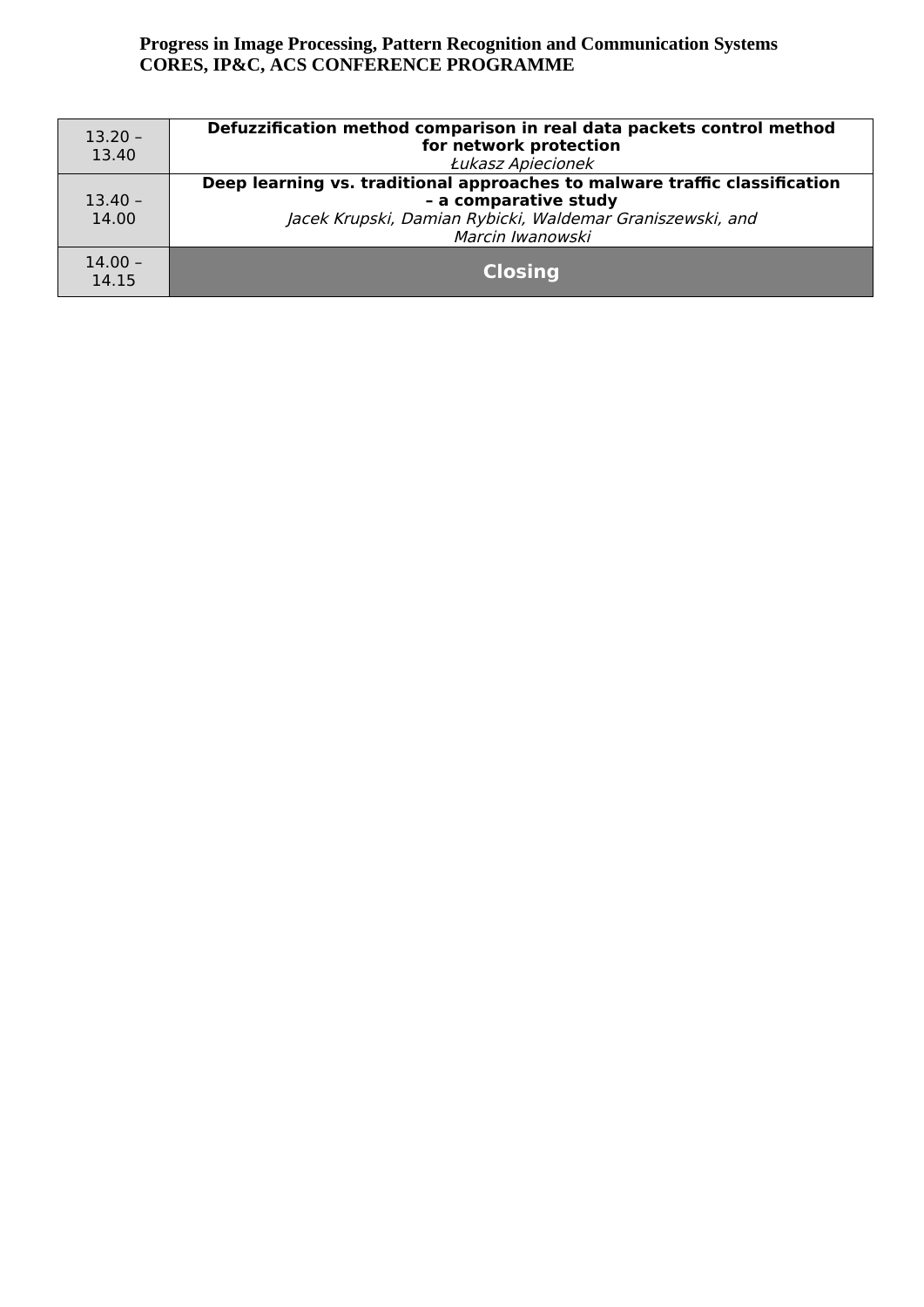| | |
|---|---|
| 13.20 – 13.40 | **Defuzzification method comparison in real data packets control method for network protection**<br>*Łukasz Apiecionek* |
| 13.40 – 14.00 | **Deep learning vs. traditional approaches to malware traffic classification – a comparative study**<br>*Jacek Krupski, Damian Rybicki, Waldemar Graniszewski, and Marcin Iwanowski* |
| 14.00 – 14.15 | **Closing** |